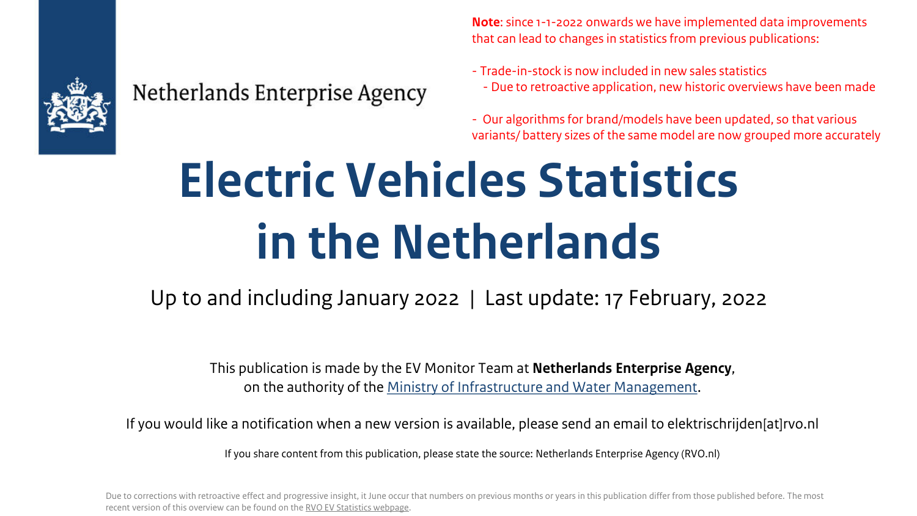Netherlands Enterprise Agency

**Note**: since 1-1-2022 onwards we have implemented data improvements that can lead to changes in statistics from previous publications:

- Trade-in-stock is now included in new sales statistics
  - Due to retroactive application, new historic overviews have been made
- Our algorithms for brand/models have been updated, so that various variants/ battery sizes of the same model are now grouped more accurately

# Electric Vehicles Statistics in the Netherlands

Up to and including January 2022 | Last update: 17 February, 2022

This publication is made by the EV Monitor Team at **Netherlands Enterprise Agency**, on the authority of the Ministry of Infrastructure and Water Management.

If you would like a notification when a new version is available, please send an email to elektrischrijden[at]rvo.nl

If you share content from this publication, please state the source: Netherlands Enterprise Agency (RVO.nl)

Due to corrections with retroactive effect and progressive insight, it June occur that numbers on previous months or years in this publication differ from those published before. The most recent version of this overview can be found on the RVO EV Statistics webpage.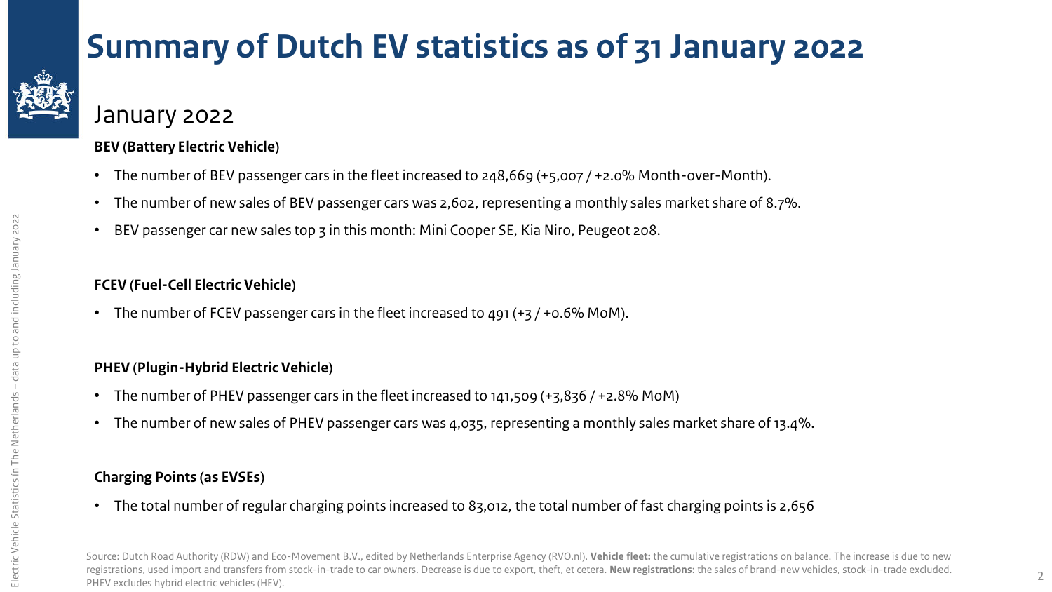# Summary of Dutch EV statistics as of 31 January 2022

## January 2022

**BEV (Battery Electric Vehicle)**

- The number of BEV passenger cars in the fleet increased to 248,669 (+5,007 / +2.0% Month-over-Month).
- The number of new sales of BEV passenger cars was 2,602, representing a monthly sales market share of 8.7%.
- BEV passenger car new sales top 3 in this month: Mini Cooper SE, Kia Niro, Peugeot 208.

**FCEV (Fuel-Cell Electric Vehicle)**

- The number of FCEV passenger cars in the fleet increased to 491 (+3 / +0.6% MoM).

**PHEV (Plugin-Hybrid Electric Vehicle)**

- The number of PHEV passenger cars in the fleet increased to 141,509 (+3,836 / +2.8% MoM)
- The number of new sales of PHEV passenger cars was 4,035, representing a monthly sales market share of 13.4%.

**Charging Points (as EVSEs)**

- The total number of regular charging points increased to 83,012, the total number of fast charging points is 2,656

Source: Dutch Road Authority (RDW) and Eco-Movement B.V., edited by Netherlands Enterprise Agency (RVO.nl). **Vehicle fleet:** the cumulative registrations on balance. The increase is due to new registrations, used import and transfers from stock-in-trade to car owners. Decrease is due to export, theft, et cetera. **New registrations**: the sales of brand-new vehicles, stock-in-trade excluded. PHEV excludes hybrid electric vehicles (HEV).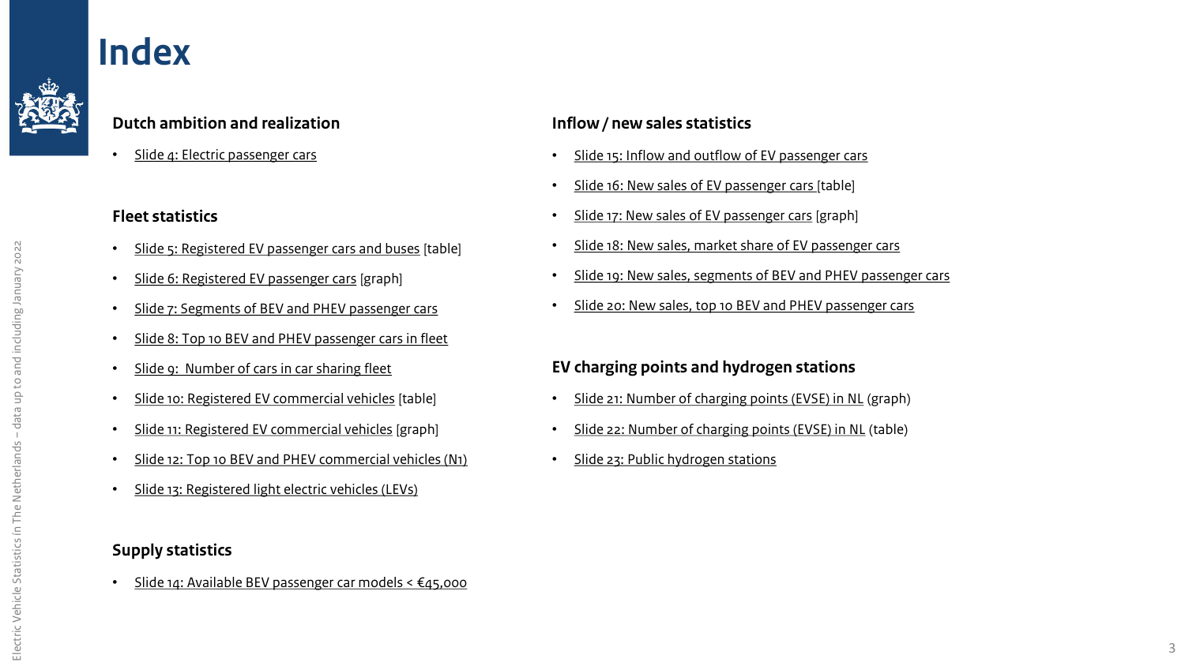# Index

## Dutch ambition and realization

- Slide 4: Electric passenger cars

## Fleet statistics

- Slide 5: Registered EV passenger cars and buses [table]
- Slide 6: Registered EV passenger cars [graph]
- Slide 7: Segments of BEV and PHEV passenger cars
- Slide 8: Top 10 BEV and PHEV passenger cars in fleet
- Slide 9: Number of cars in car sharing fleet
- Slide 10: Registered EV commercial vehicles [table]
- Slide 11: Registered EV commercial vehicles [graph]
- Slide 12: Top 10 BEV and PHEV commercial vehicles (N1)
- Slide 13: Registered light electric vehicles (LEVs)

## Supply statistics

- Slide 14: Available BEV passenger car models < €45,000

## Inflow / new sales statistics

- Slide 15: Inflow and outflow of EV passenger cars
- Slide 16: New sales of EV passenger cars [table]
- Slide 17: New sales of EV passenger cars [graph]
- Slide 18: New sales, market share of EV passenger cars
- Slide 19: New sales, segments of BEV and PHEV passenger cars
- Slide 20: New sales, top 10 BEV and PHEV passenger cars

## EV charging points and hydrogen stations

- Slide 21: Number of charging points (EVSE) in NL (graph)
- Slide 22: Number of charging points (EVSE) in NL (table)
- Slide 23: Public hydrogen stations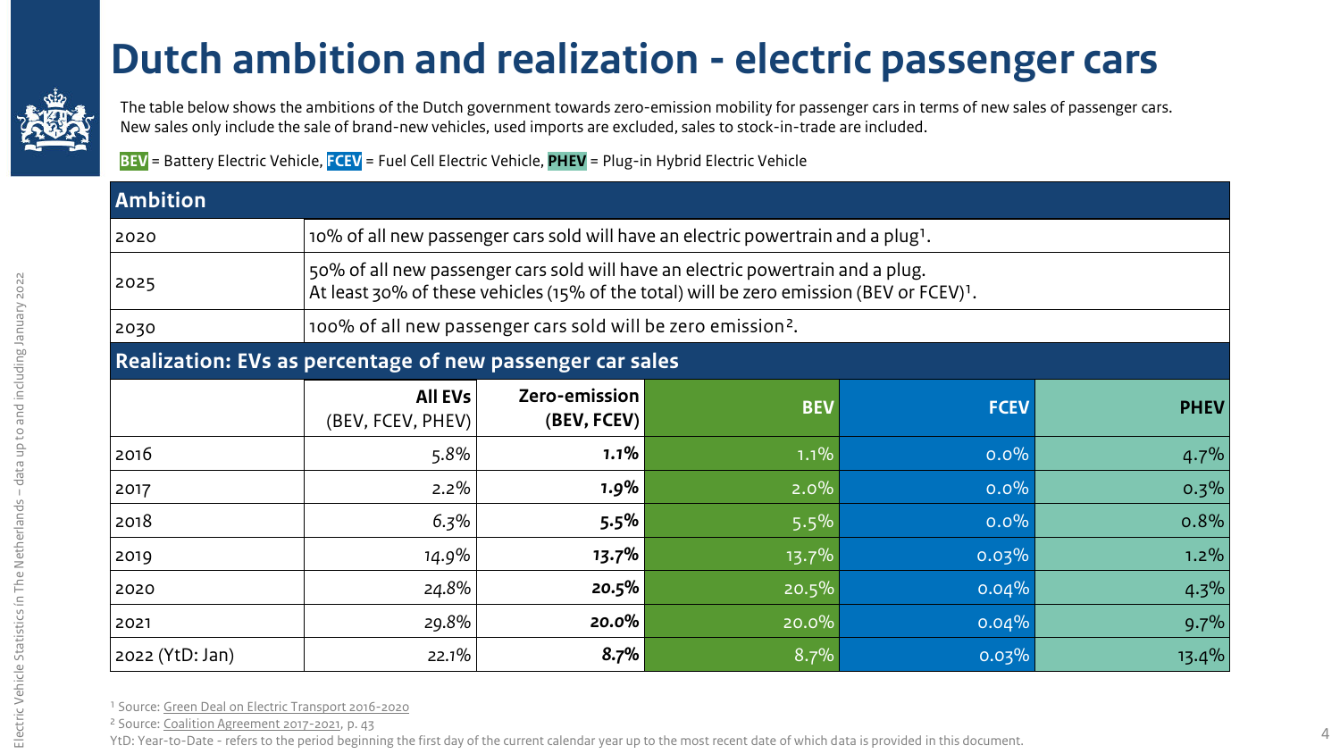# Dutch ambition and realization - electric passenger cars

The table below shows the ambitions of the Dutch government towards zero-emission mobility for passenger cars in terms of new sales of passenger cars. New sales only include the sale of brand-new vehicles, used imports are excluded, sales to stock-in-trade are included.

**BEV** = Battery Electric Vehicle, **FCEV** = Fuel Cell Electric Vehicle, **PHEV** = Plug-in Hybrid Electric Vehicle

## Ambition

| Year | Ambition |
|---|---|
| 2020 | 10% of all new passenger cars sold will have an electric powertrain and a plug[1]. |
| 2025 | 50% of all new passenger cars sold will have an electric powertrain and a plug. At least 30% of these vehicles (15% of the total) will be zero emission (BEV or FCEV)[1]. |
| 2030 | 100% of all new passenger cars sold will be zero emission[2]. |

## Realization: EVs as percentage of new passenger car sales

| | **All EVs** (BEV, FCEV, PHEV) | **Zero-emission (BEV, FCEV)** | **BEV** | **FCEV** | **PHEV** |
|---|---|---|---|---|---|
| 2016 | 5.8% | **1.1%** | 1.1% | 0.0% | 4.7% |
| 2017 | 2.2% | **1.9%** | 2.0% | 0.0% | 0.3% |
| 2018 | 6.3% | **5.5%** | 5.5% | 0.0% | 0.8% |
| 2019 | 14.9% | **13.7%** | 13.7% | 0.03% | 1.2% |
| 2020 | 24.8% | **20.5%** | 20.5% | 0.04% | 4.3% |
| 2021 | 29.8% | **20.0%** | 20.0% | 0.04% | 9.7% |
| 2022 (YtD: Jan) | 22.1% | **8.7%** | 8.7% | 0.03% | 13.4% |

[1] Source: Green Deal on Electric Transport 2016-2020

[2] Source: Coalition Agreement 2017-2021, p. 43

YtD: Year-to-Date - refers to the period beginning the first day of the current calendar year up to the most recent date of which data is provided in this document.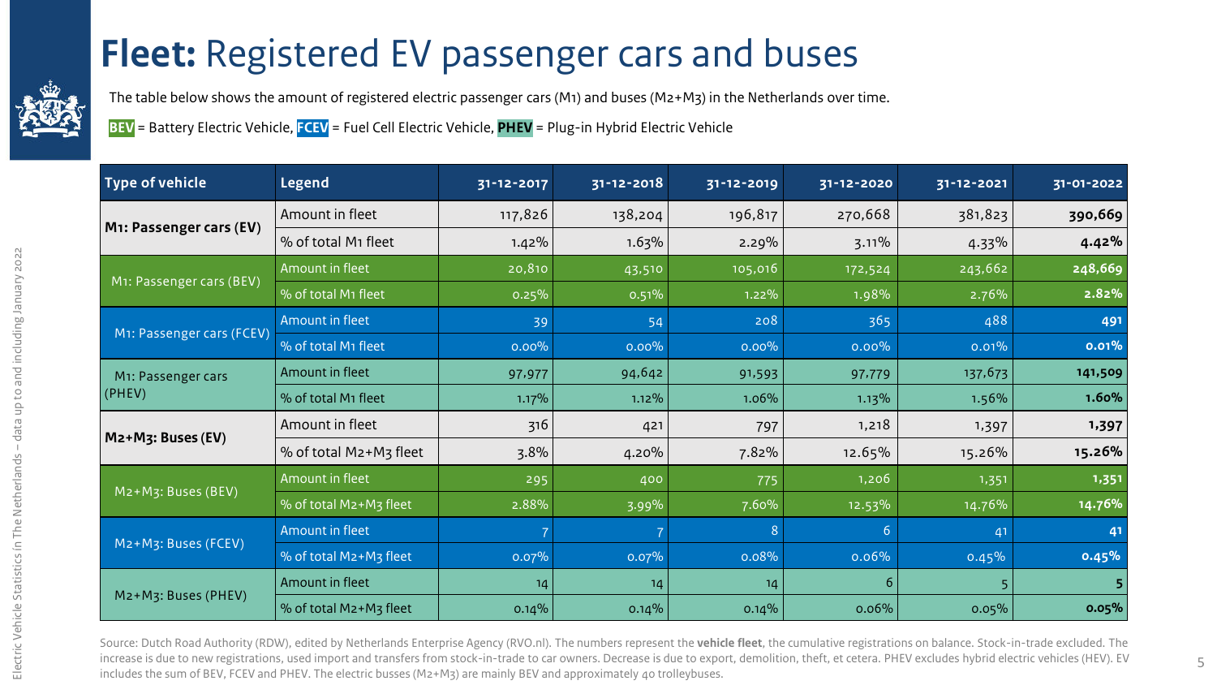# **Fleet:** Registered EV passenger cars and buses

The table below shows the amount of registered electric passenger cars (M1) and buses (M2+M3) in the Netherlands over time.

**BEV** = Battery Electric Vehicle, **FCEV** = Fuel Cell Electric Vehicle, **PHEV** = Plug-in Hybrid Electric Vehicle

| Type of vehicle | Legend | 31-12-2017 | 31-12-2018 | 31-12-2019 | 31-12-2020 | 31-12-2021 | 31-01-2022 |
|---|---|---|---|---|---|---|---|
| **M1: Passenger cars (EV)** | Amount in fleet | 117,826 | 138,204 | 196,817 | 270,668 | 381,823 | **390,669** |
| | % of total M1 fleet | 1.42% | 1.63% | 2.29% | 3.11% | 4.33% | **4.42%** |
| M1: Passenger cars (BEV) | Amount in fleet | 20,810 | 43,510 | 105,016 | 172,524 | 243,662 | **248,669** |
| | % of total M1 fleet | 0.25% | 0.51% | 1.22% | 1.98% | 2.76% | **2.82%** |
| M1: Passenger cars (FCEV) | Amount in fleet | 39 | 54 | 208 | 365 | 488 | **491** |
| | % of total M1 fleet | 0.00% | 0.00% | 0.00% | 0.00% | 0.01% | **0.01%** |
| M1: Passenger cars (PHEV) | Amount in fleet | 97,977 | 94,642 | 91,593 | 97,779 | 137,673 | **141,509** |
| | % of total M1 fleet | 1.17% | 1.12% | 1.06% | 1.13% | 1.56% | **1.60%** |
| **M2+M3: Buses (EV)** | Amount in fleet | 316 | 421 | 797 | 1,218 | 1,397 | **1,397** |
| | % of total M2+M3 fleet | 3.8% | 4.20% | 7.82% | 12.65% | 15.26% | **15.26%** |
| M2+M3: Buses (BEV) | Amount in fleet | 295 | 400 | 775 | 1,206 | 1,351 | **1,351** |
| | % of total M2+M3 fleet | 2.88% | 3.99% | 7.60% | 12.53% | 14.76% | **14.76%** |
| M2+M3: Buses (FCEV) | Amount in fleet | 7 | 7 | 8 | 6 | 41 | **41** |
| | % of total M2+M3 fleet | 0.07% | 0.07% | 0.08% | 0.06% | 0.45% | **0.45%** |
| M2+M3: Buses (PHEV) | Amount in fleet | 14 | 14 | 14 | 6 | 5 | **5** |
| | % of total M2+M3 fleet | 0.14% | 0.14% | 0.14% | 0.06% | 0.05% | **0.05%** |

Source: Dutch Road Authority (RDW), edited by Netherlands Enterprise Agency (RVO.nl). The numbers represent the **vehicle fleet**, the cumulative registrations on balance. Stock-in-trade excluded. The increase is due to new registrations, used import and transfers from stock-in-trade to car owners. Decrease is due to export, demolition, theft, et cetera. PHEV excludes hybrid electric vehicles (HEV). EV includes the sum of BEV, FCEV and PHEV. The electric busses (M2+M3) are mainly BEV and approximately 40 trolleybuses.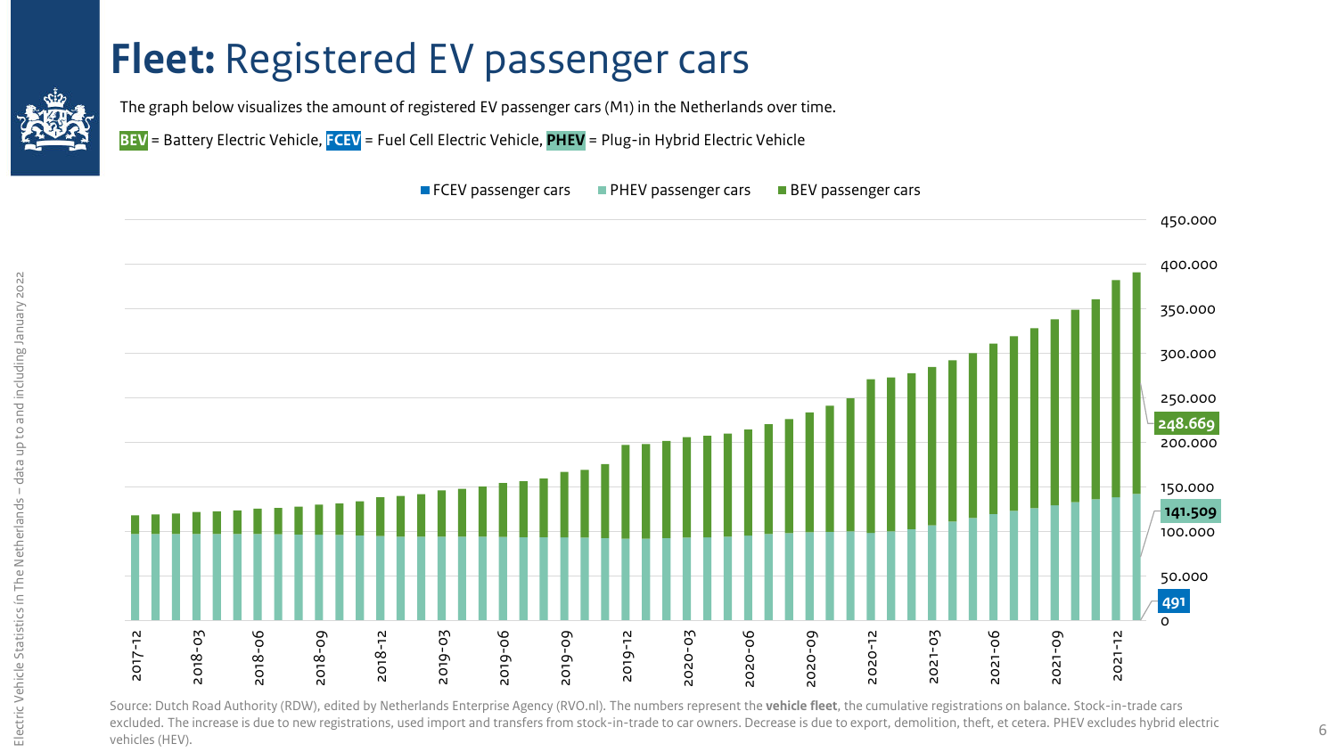# **Fleet:** Registered EV passenger cars

The graph below visualizes the amount of registered EV passenger cars (M1) in the Netherlands over time.

**BEV** = Battery Electric Vehicle, **FCEV** = Fuel Cell Electric Vehicle, **PHEV** = Plug-in Hybrid Electric Vehicle

FCEV passenger cars | PHEV passenger cars | BEV passenger cars

450.000
400.000
350.000
300.000
250.000
200.000
150.000
100.000
50.000
0

248.669

141.509

491

2017-12, 2018-03, 2018-06, 2018-09, 2018-12, 2019-03, 2019-06, 2019-09, 2019-12, 2020-03, 2020-06, 2020-09, 2020-12, 2021-03, 2021-06, 2021-09, 2021-12

Source: Dutch Road Authority (RDW), edited by Netherlands Enterprise Agency (RVO.nl). The numbers represent the **vehicle fleet**, the cumulative registrations on balance. Stock-in-trade cars excluded. The increase is due to new registrations, used import and transfers from stock-in-trade to car owners. Decrease is due to export, demolition, theft, et cetera. PHEV excludes hybrid electric vehicles (HEV).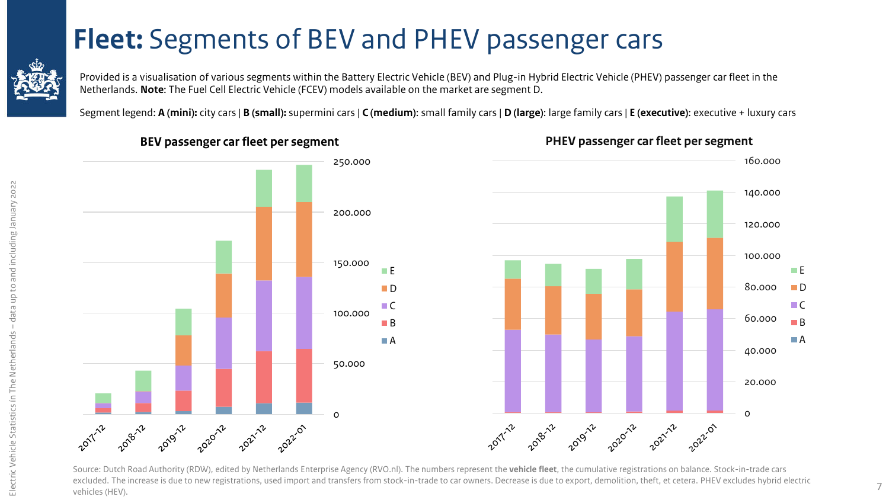# **Fleet:** Segments of BEV and PHEV passenger cars

Provided is a visualisation of various segments within the Battery Electric Vehicle (BEV) and Plug-in Hybrid Electric Vehicle (PHEV) passenger car fleet in the Netherlands. **Note**: The Fuel Cell Electric Vehicle (FCEV) models available on the market are segment D.

Segment legend: **A (mini):** city cars | **B (small):** supermini cars | **C (medium)**: small family cars | **D (large)**: large family cars | **E (executive)**: executive + luxury cars

**BEV passenger car fleet per segment**

**PHEV passenger car fleet per segment**

Source: Dutch Road Authority (RDW), edited by Netherlands Enterprise Agency (RVO.nl). The numbers represent the **vehicle fleet**, the cumulative registrations on balance. Stock-in-trade cars excluded. The increase is due to new registrations, used import and transfers from stock-in-trade to car owners. Decrease is due to export, demolition, theft, et cetera. PHEV excludes hybrid electric vehicles (HEV).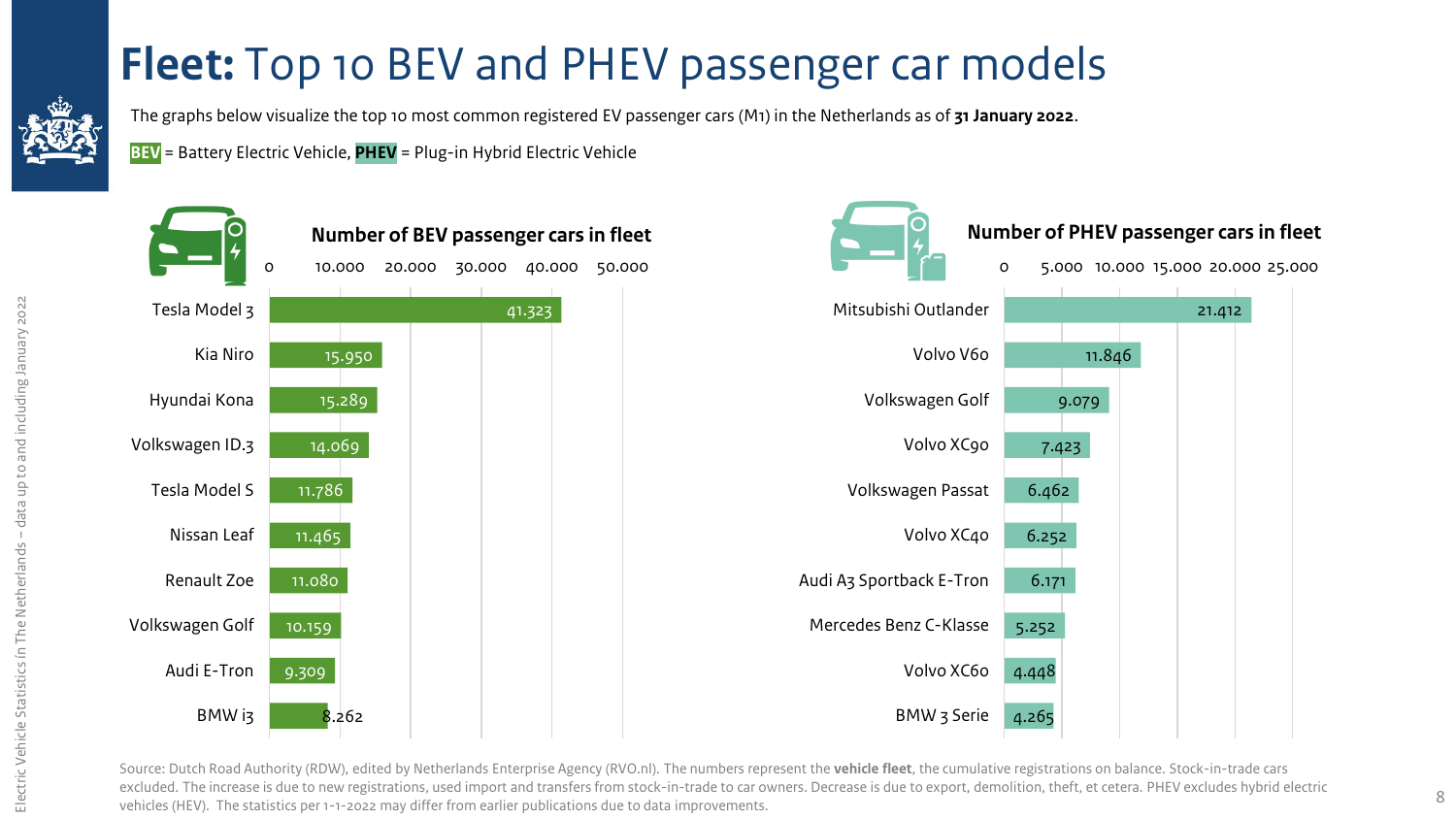# **Fleet:** Top 10 BEV and PHEV passenger car models

The graphs below visualize the top 10 most common registered EV passenger cars (M1) in the Netherlands as of **31 January 2022**.

**BEV** = Battery Electric Vehicle, **PHEV** = Plug-in Hybrid Electric Vehicle

**Number of BEV passenger cars in fleet**

| Model | Number |
| --- | --- |
| Tesla Model 3 | 41.323 |
| Kia Niro | 15.950 |
| Hyundai Kona | 15.289 |
| Volkswagen ID.3 | 14.069 |
| Tesla Model S | 11.786 |
| Nissan Leaf | 11.465 |
| Renault Zoe | 11.080 |
| Volkswagen Golf | 10.159 |
| Audi E-Tron | 9.309 |
| BMW i3 | 8.262 |

**Number of PHEV passenger cars in fleet**

| Model | Number |
| --- | --- |
| Mitsubishi Outlander | 21.412 |
| Volvo V60 | 11.846 |
| Volkswagen Golf | 9.079 |
| Volvo XC90 | 7.423 |
| Volkswagen Passat | 6.462 |
| Volvo XC40 | 6.252 |
| Audi A3 Sportback E-Tron | 6.171 |
| Mercedes Benz C-Klasse | 5.252 |
| Volvo XC60 | 4.448 |
| BMW 3 Serie | 4.265 |

Source: Dutch Road Authority (RDW), edited by Netherlands Enterprise Agency (RVO.nl). The numbers represent the **vehicle fleet**, the cumulative registrations on balance. Stock-in-trade cars excluded. The increase is due to new registrations, used import and transfers from stock-in-trade to car owners. Decrease is due to export, demolition, theft, et cetera. PHEV excludes hybrid electric vehicles (HEV). The statistics per 1-1-2022 may differ from earlier publications due to data improvements.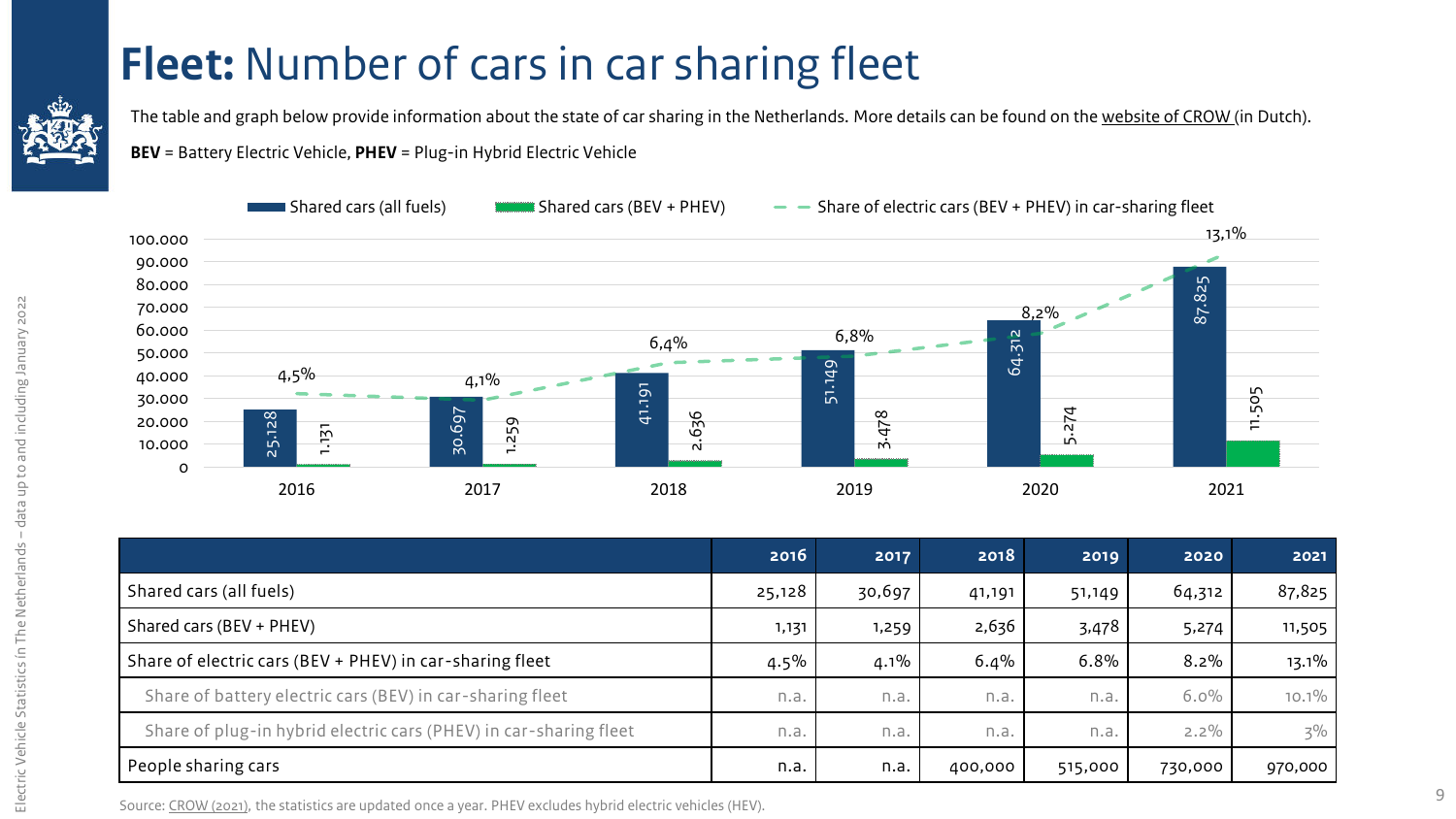# **Fleet:** Number of cars in car sharing fleet

The table and graph below provide information about the state of car sharing in the Netherlands. More details can be found on the website of CROW (in Dutch).

**BEV** = Battery Electric Vehicle, **PHEV** = Plug-in Hybrid Electric Vehicle

| | 2016 | 2017 | 2018 | 2019 | 2020 | 2021 |
|---|---|---|---|---|---|---|
| Shared cars (all fuels) | 25,128 | 30,697 | 41,191 | 51,149 | 64,312 | 87,825 |
| Shared cars (BEV + PHEV) | 1,131 | 1,259 | 2,636 | 3,478 | 5,274 | 11,505 |
| Share of electric cars (BEV + PHEV) in car-sharing fleet | 4.5% | 4.1% | 6.4% | 6.8% | 8.2% | 13.1% |
| Share of battery electric cars (BEV) in car-sharing fleet | n.a. | n.a. | n.a. | n.a. | 6.0% | 10.1% |
| Share of plug-in hybrid electric cars (PHEV) in car-sharing fleet | n.a. | n.a. | n.a. | n.a. | 2.2% | 3% |
| People sharing cars | n.a. | n.a. | 400,000 | 515,000 | 730,000 | 970,000 |

Source: CROW (2021), the statistics are updated once a year. PHEV excludes hybrid electric vehicles (HEV).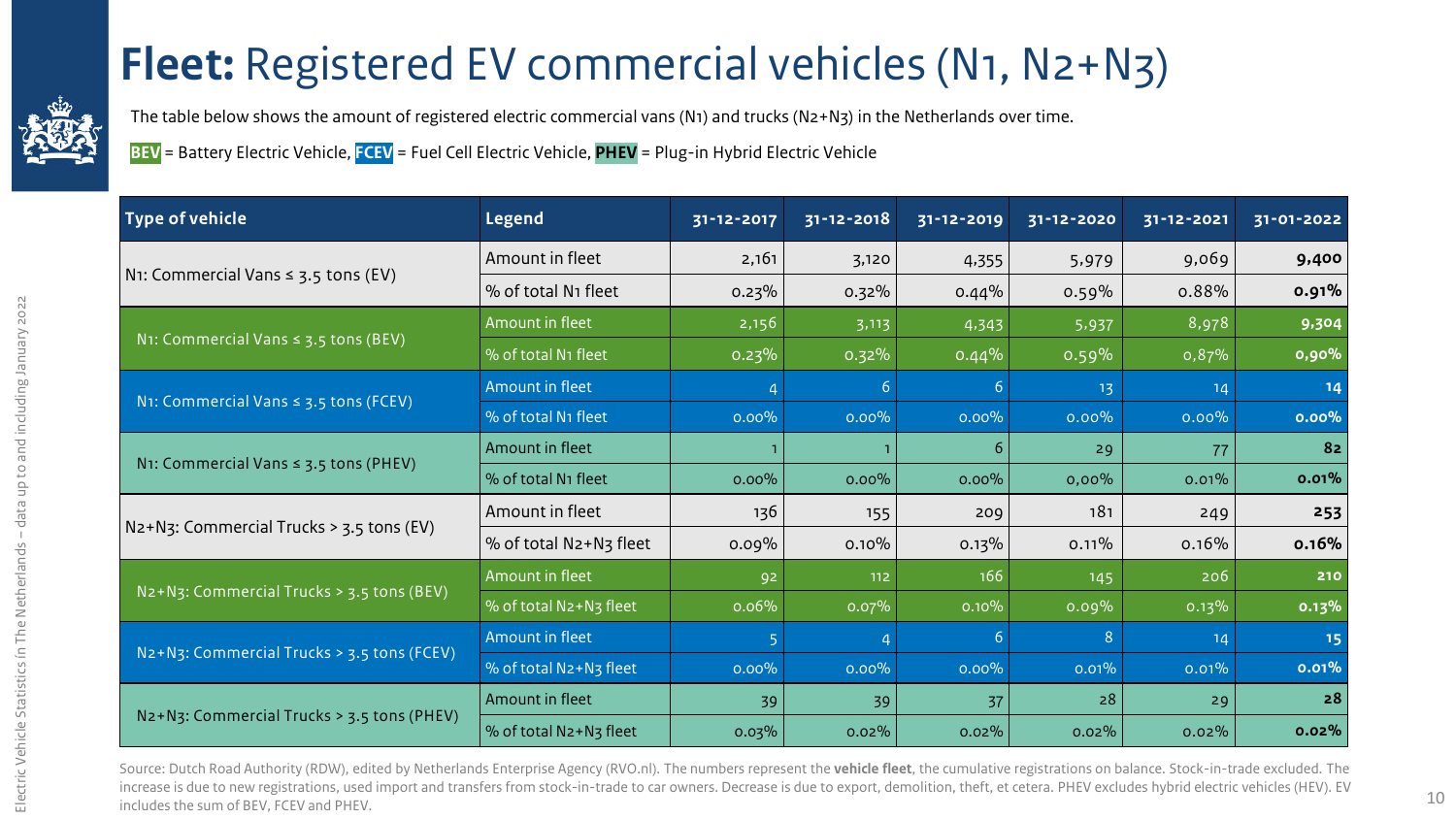# **Fleet:** Registered EV commercial vehicles (N1, N2+N3)

The table below shows the amount of registered electric commercial vans (N1) and trucks (N2+N3) in the Netherlands over time.

**BEV** = Battery Electric Vehicle, **FCEV** = Fuel Cell Electric Vehicle, **PHEV** = Plug-in Hybrid Electric Vehicle

| Type of vehicle | Legend | 31-12-2017 | 31-12-2018 | 31-12-2019 | 31-12-2020 | 31-12-2021 | 31-01-2022 |
|---|---|---|---|---|---|---|---|
| N1: Commercial Vans ≤ 3.5 tons (EV) | Amount in fleet | 2,161 | 3,120 | 4,355 | 5,979 | 9,069 | **9,400** |
| | % of total N1 fleet | 0.23% | 0.32% | 0.44% | 0.59% | 0.88% | **0.91%** |
| N1: Commercial Vans ≤ 3.5 tons (BEV) | Amount in fleet | 2,156 | 3,113 | 4,343 | 5,937 | 8,978 | **9,304** |
| | % of total N1 fleet | 0.23% | 0.32% | 0.44% | 0.59% | 0,87% | **0,90%** |
| N1: Commercial Vans ≤ 3.5 tons (FCEV) | Amount in fleet | 4 | 6 | 6 | 13 | 14 | **14** |
| | % of total N1 fleet | 0.00% | 0.00% | 0.00% | 0.00% | 0.00% | **0.00%** |
| N1: Commercial Vans ≤ 3.5 tons (PHEV) | Amount in fleet | 1 | 1 | 6 | 29 | 77 | **82** |
| | % of total N1 fleet | 0.00% | 0.00% | 0.00% | 0,00% | 0.01% | **0.01%** |
| N2+N3: Commercial Trucks > 3.5 tons (EV) | Amount in fleet | 136 | 155 | 209 | 181 | 249 | **253** |
| | % of total N2+N3 fleet | 0.09% | 0.10% | 0.13% | 0.11% | 0.16% | **0.16%** |
| N2+N3: Commercial Trucks > 3.5 tons (BEV) | Amount in fleet | 92 | 112 | 166 | 145 | 206 | **210** |
| | % of total N2+N3 fleet | 0.06% | 0.07% | 0.10% | 0.09% | 0.13% | **0.13%** |
| N2+N3: Commercial Trucks > 3.5 tons (FCEV) | Amount in fleet | 5 | 4 | 6 | 8 | 14 | **15** |
| | % of total N2+N3 fleet | 0.00% | 0.00% | 0.00% | 0.01% | 0.01% | **0.01%** |
| N2+N3: Commercial Trucks > 3.5 tons (PHEV) | Amount in fleet | 39 | 39 | 37 | 28 | 29 | **28** |
| | % of total N2+N3 fleet | 0.03% | 0.02% | 0.02% | 0.02% | 0.02% | **0.02%** |

Source: Dutch Road Authority (RDW), edited by Netherlands Enterprise Agency (RVO.nl). The numbers represent the **vehicle fleet**, the cumulative registrations on balance. Stock-in-trade excluded. The increase is due to new registrations, used import and transfers from stock-in-trade to car owners. Decrease is due to export, demolition, theft, et cetera. PHEV excludes hybrid electric vehicles (HEV). EV includes the sum of BEV, FCEV and PHEV.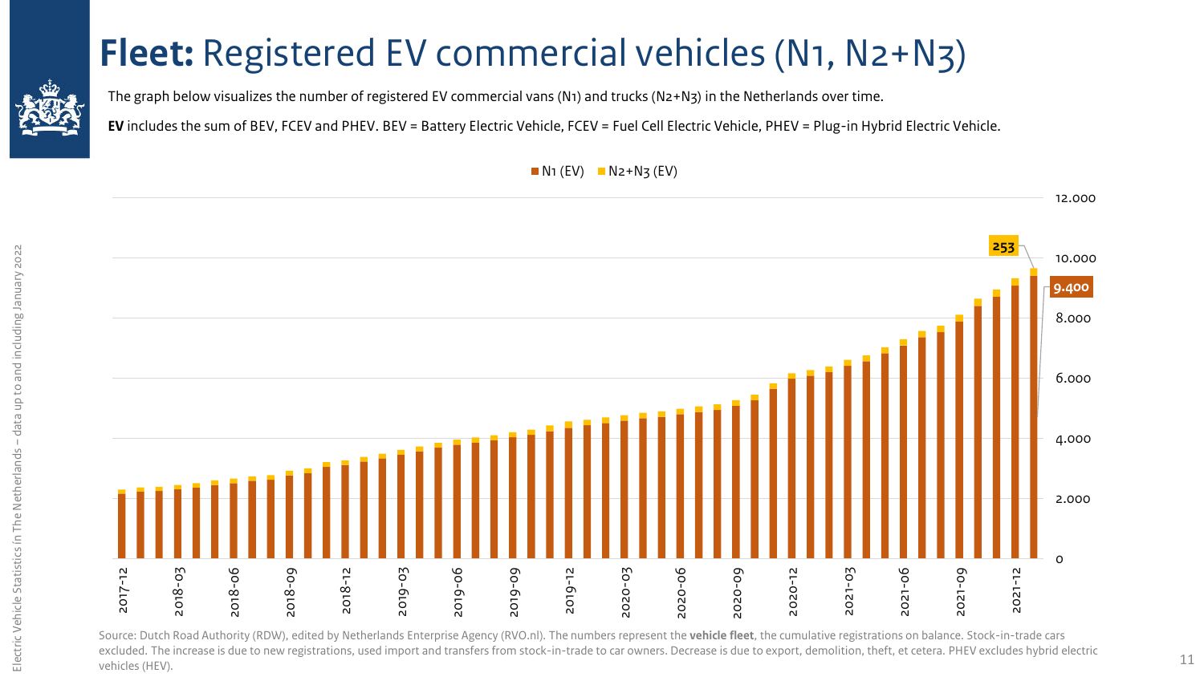# **Fleet:** Registered EV commercial vehicles (N1, N2+N3)

The graph below visualizes the number of registered EV commercial vans (N1) and trucks (N2+N3) in the Netherlands over time.

**EV** includes the sum of BEV, FCEV and PHEV. BEV = Battery Electric Vehicle, FCEV = Fuel Cell Electric Vehicle, PHEV = Plug-in Hybrid Electric Vehicle.

N1 (EV) | N2+N3 (EV)

253

9.400

12.000
10.000
8.000
6.000
4.000
2.000
0

2017-12, 2018-03, 2018-06, 2018-09, 2018-12, 2019-03, 2019-06, 2019-09, 2019-12, 2020-03, 2020-06, 2020-09, 2020-12, 2021-03, 2021-06, 2021-09, 2021-12

Source: Dutch Road Authority (RDW), edited by Netherlands Enterprise Agency (RVO.nl). The numbers represent the **vehicle fleet**, the cumulative registrations on balance. Stock-in-trade cars excluded. The increase is due to new registrations, used import and transfers from stock-in-trade to car owners. Decrease is due to export, demolition, theft, et cetera. PHEV excludes hybrid electric vehicles (HEV).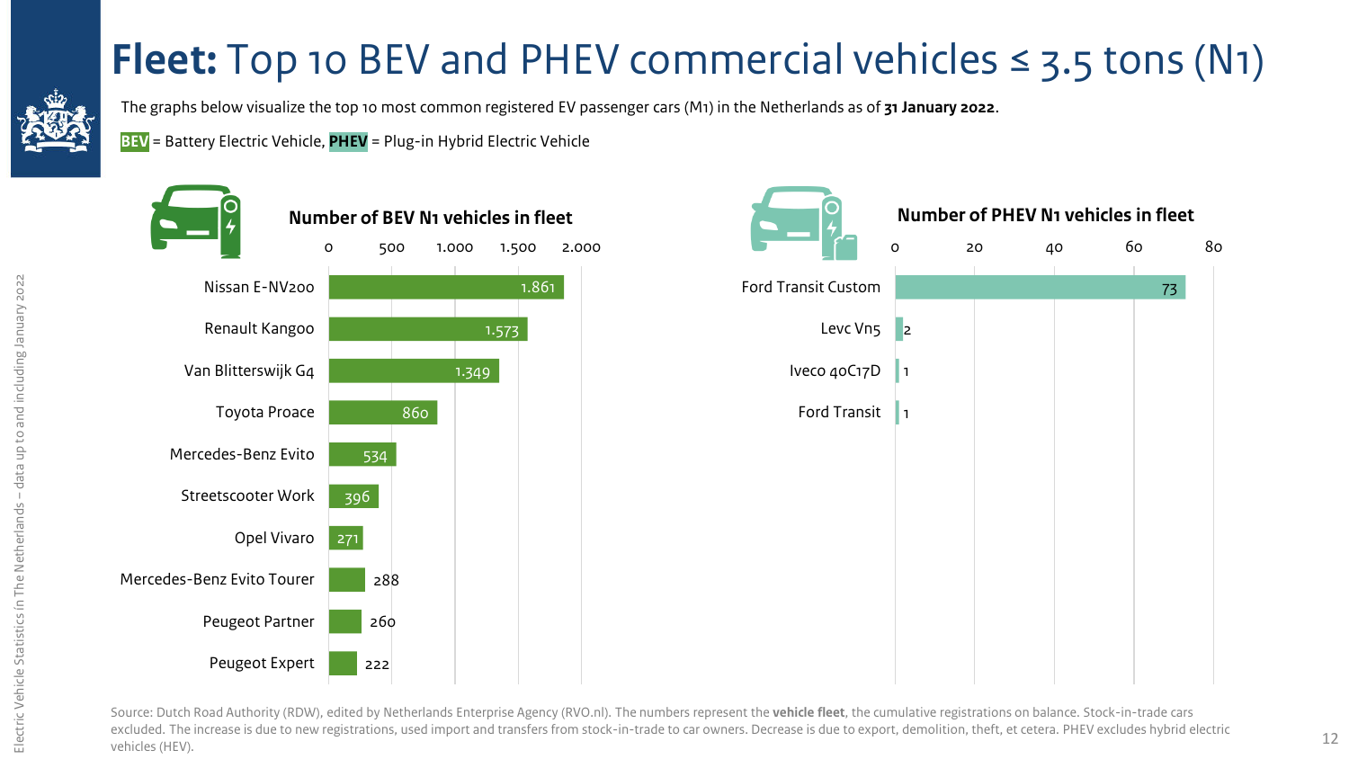# **Fleet:** Top 10 BEV and PHEV commercial vehicles ≤ 3.5 tons (N1)

The graphs below visualize the top 10 most common registered EV passenger cars (M1) in the Netherlands as of **31 January 2022**.

**BEV** = Battery Electric Vehicle, **PHEV** = Plug-in Hybrid Electric Vehicle

**Number of BEV N1 vehicles in fleet**

| Vehicle | Number |
| --- | --- |
| Nissan E-NV200 | 1.861 |
| Renault Kangoo | 1.573 |
| Van Blitterswijk G4 | 1.349 |
| Toyota Proace | 860 |
| Mercedes-Benz Evito | 534 |
| Streetscooter Work | 396 |
| Opel Vivaro | 271 |
| Mercedes-Benz Evito Tourer | 288 |
| Peugeot Partner | 260 |
| Peugeot Expert | 222 |

**Number of PHEV N1 vehicles in fleet**

| Vehicle | Number |
| --- | --- |
| Ford Transit Custom | 73 |
| Levc Vn5 | 2 |
| Iveco 40C17D | 1 |
| Ford Transit | 1 |

Source: Dutch Road Authority (RDW), edited by Netherlands Enterprise Agency (RVO.nl). The numbers represent the **vehicle fleet**, the cumulative registrations on balance. Stock-in-trade cars excluded. The increase is due to new registrations, used import and transfers from stock-in-trade to car owners. Decrease is due to export, demolition, theft, et cetera. PHEV excludes hybrid electric vehicles (HEV).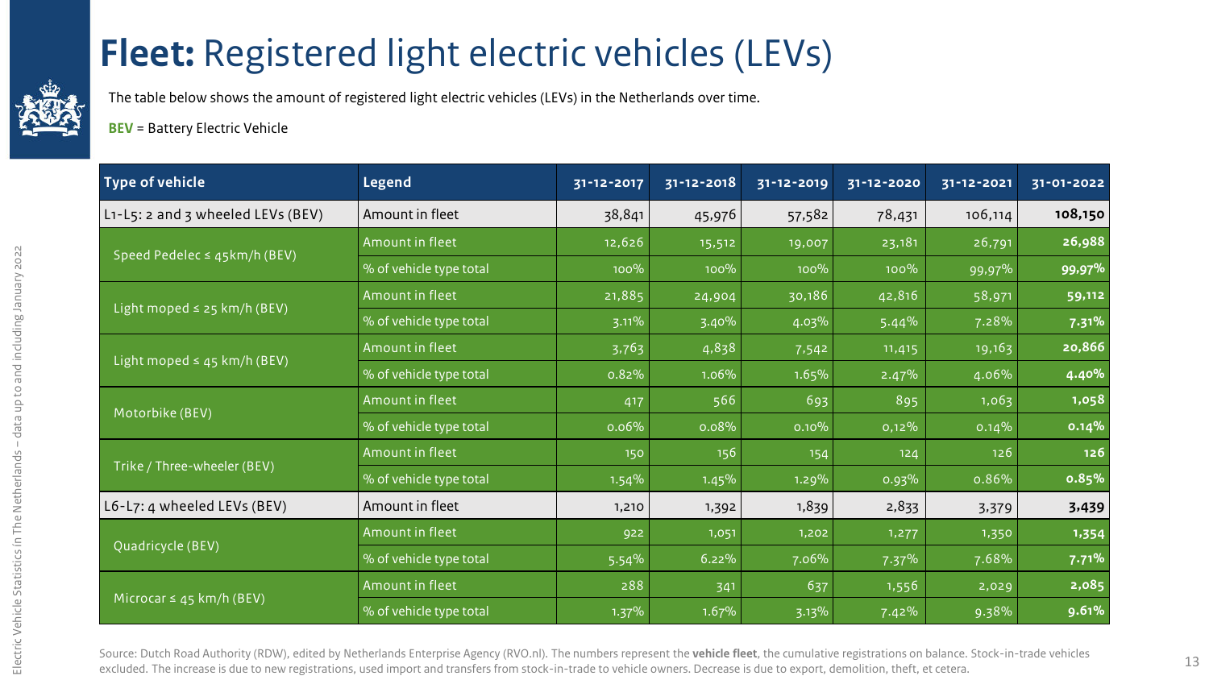# **Fleet:** Registered light electric vehicles (LEVs)

The table below shows the amount of registered light electric vehicles (LEVs) in the Netherlands over time.

**BEV** = Battery Electric Vehicle

| Type of vehicle | Legend | 31-12-2017 | 31-12-2018 | 31-12-2019 | 31-12-2020 | 31-12-2021 | 31-01-2022 |
|---|---|---|---|---|---|---|---|
| L1-L5: 2 and 3 wheeled LEVs (BEV) | Amount in fleet | 38,841 | 45,976 | 57,582 | 78,431 | 106,114 | **108,150** |
| Speed Pedelec ≤ 45km/h (BEV) | Amount in fleet | 12,626 | 15,512 | 19,007 | 23,181 | 26,791 | **26,988** |
| | % of vehicle type total | 100% | 100% | 100% | 100% | 99,97% | **99,97%** |
| Light moped ≤ 25 km/h (BEV) | Amount in fleet | 21,885 | 24,904 | 30,186 | 42,816 | 58,971 | **59,112** |
| | % of vehicle type total | 3.11% | 3.40% | 4.03% | 5.44% | 7.28% | **7.31%** |
| Light moped ≤ 45 km/h (BEV) | Amount in fleet | 3,763 | 4,838 | 7,542 | 11,415 | 19,163 | **20,866** |
| | % of vehicle type total | 0.82% | 1.06% | 1.65% | 2.47% | 4.06% | **4.40%** |
| Motorbike (BEV) | Amount in fleet | 417 | 566 | 693 | 895 | 1,063 | **1,058** |
| | % of vehicle type total | 0.06% | 0.08% | 0.10% | 0,12% | 0.14% | **0.14%** |
| Trike / Three-wheeler (BEV) | Amount in fleet | 150 | 156 | 154 | 124 | 126 | **126** |
| | % of vehicle type total | 1.54% | 1.45% | 1.29% | 0.93% | 0.86% | **0.85%** |
| L6-L7: 4 wheeled LEVs (BEV) | Amount in fleet | 1,210 | 1,392 | 1,839 | 2,833 | 3,379 | **3,439** |
| Quadricycle (BEV) | Amount in fleet | 922 | 1,051 | 1,202 | 1,277 | 1,350 | **1,354** |
| | % of vehicle type total | 5.54% | 6.22% | 7.06% | 7.37% | 7.68% | **7.71%** |
| Microcar ≤ 45 km/h (BEV) | Amount in fleet | 288 | 341 | 637 | 1,556 | 2,029 | **2,085** |
| | % of vehicle type total | 1.37% | 1.67% | 3.13% | 7.42% | 9.38% | **9.61%** |

Source: Dutch Road Authority (RDW), edited by Netherlands Enterprise Agency (RVO.nl). The numbers represent the **vehicle fleet**, the cumulative registrations on balance. Stock-in-trade vehicles excluded. The increase is due to new registrations, used import and transfers from stock-in-trade to vehicle owners. Decrease is due to export, demolition, theft, et cetera.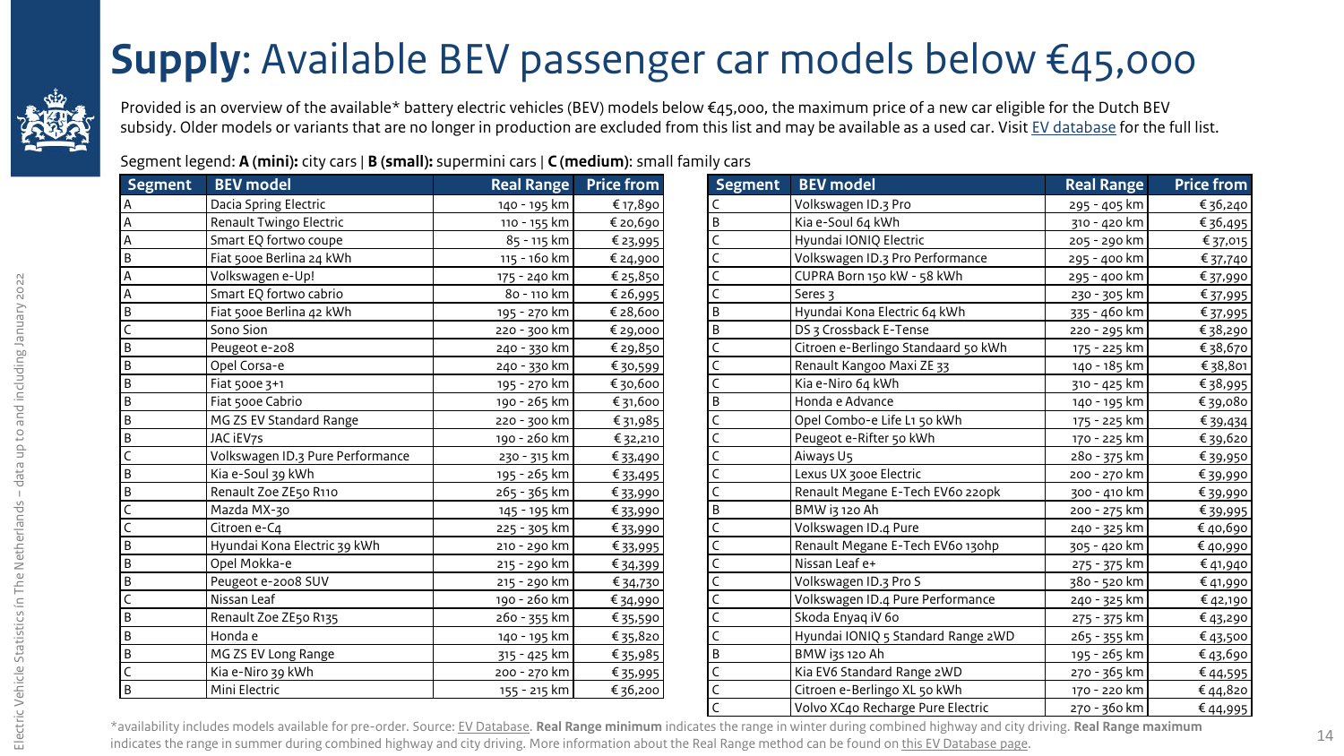# **Supply**: Available BEV passenger car models below €45,000

Provided is an overview of the available* battery electric vehicles (BEV) models below €45,000, the maximum price of a new car eligible for the Dutch BEV subsidy. Older models or variants that are no longer in production are excluded from this list and may be available as a used car. Visit EV database for the full list.

Segment legend: **A (mini):** city cars | **B (small):** supermini cars | **C (medium)**: small family cars

| Segment | BEV model | Real Range | Price from |
|---|---|---|---|
| A | Dacia Spring Electric | 140 - 195 km | € 17,890 |
| A | Renault Twingo Electric | 110 - 155 km | € 20,690 |
| A | Smart EQ fortwo coupe | 85 - 115 km | € 23,995 |
| B | Fiat 500e Berlina 24 kWh | 115 - 160 km | € 24,900 |
| A | Volkswagen e-Up! | 175 - 240 km | € 25,850 |
| A | Smart EQ fortwo cabrio | 80 - 110 km | € 26,995 |
| B | Fiat 500e Berlina 42 kWh | 195 - 270 km | € 28,600 |
| C | Sono Sion | 220 - 300 km | € 29,000 |
| B | Peugeot e-208 | 240 - 330 km | € 29,850 |
| B | Opel Corsa-e | 240 - 330 km | € 30,599 |
| B | Fiat 500e 3+1 | 195 - 270 km | € 30,600 |
| B | Fiat 500e Cabrio | 190 - 265 km | € 31,600 |
| B | MG ZS EV Standard Range | 220 - 300 km | € 31,985 |
| B | JAC iEV7s | 190 - 260 km | € 32,210 |
| C | Volkswagen ID.3 Pure Performance | 230 - 315 km | € 33,490 |
| B | Kia e-Soul 39 kWh | 195 - 265 km | € 33,495 |
| B | Renault Zoe ZE50 R110 | 265 - 365 km | € 33,990 |
| C | Mazda MX-30 | 145 - 195 km | € 33,990 |
| C | Citroen e-C4 | 225 - 305 km | € 33,990 |
| B | Hyundai Kona Electric 39 kWh | 210 - 290 km | € 33,995 |
| B | Opel Mokka-e | 215 - 290 km | € 34,399 |
| B | Peugeot e-2008 SUV | 215 - 290 km | € 34,730 |
| C | Nissan Leaf | 190 - 260 km | € 34,990 |
| B | Renault Zoe ZE50 R135 | 260 - 355 km | € 35,590 |
| B | Honda e | 140 - 195 km | € 35,820 |
| B | MG ZS EV Long Range | 315 - 425 km | € 35,985 |
| C | Kia e-Niro 39 kWh | 200 - 270 km | € 35,995 |
| B | Mini Electric | 155 - 215 km | € 36,200 |
| C | Volkswagen ID.3 Pro | 295 - 405 km | € 36,240 |
| B | Kia e-Soul 64 kWh | 310 - 420 km | € 36,495 |
| C | Hyundai IONIQ Electric | 205 - 290 km | € 37,015 |
| C | Volkswagen ID.3 Pro Performance | 295 - 400 km | € 37,740 |
| C | CUPRA Born 150 kW - 58 kWh | 295 - 400 km | € 37,990 |
| C | Seres 3 | 230 - 305 km | € 37,995 |
| B | Hyundai Kona Electric 64 kWh | 335 - 460 km | € 37,995 |
| B | DS 3 Crossback E-Tense | 220 - 295 km | € 38,290 |
| C | Citroen e-Berlingo Standaard 50 kWh | 175 - 225 km | € 38,670 |
| C | Renault Kangoo Maxi ZE 33 | 140 - 185 km | € 38,801 |
| C | Kia e-Niro 64 kWh | 310 - 425 km | € 38,995 |
| B | Honda e Advance | 140 - 195 km | € 39,080 |
| C | Opel Combo-e Life L1 50 kWh | 175 - 225 km | € 39,434 |
| C | Peugeot e-Rifter 50 kWh | 170 - 225 km | € 39,620 |
| C | Aiways U5 | 280 - 375 km | € 39,950 |
| C | Lexus UX 300e Electric | 200 - 270 km | € 39,990 |
| C | Renault Megane E-Tech EV60 220pk | 300 - 410 km | € 39,990 |
| B | BMW i3 120 Ah | 200 - 275 km | € 39,995 |
| C | Volkswagen ID.4 Pure | 240 - 325 km | € 40,690 |
| C | Renault Megane E-Tech EV60 130hp | 305 - 420 km | € 40,990 |
| C | Nissan Leaf e+ | 275 - 375 km | € 41,940 |
| C | Volkswagen ID.3 Pro S | 380 - 520 km | € 41,990 |
| C | Volkswagen ID.4 Pure Performance | 240 - 325 km | € 42,190 |
| C | Skoda Enyaq iV 60 | 275 - 375 km | € 43,290 |
| C | Hyundai IONIQ 5 Standard Range 2WD | 265 - 355 km | € 43,500 |
| B | BMW i3s 120 Ah | 195 - 265 km | € 43,690 |
| C | Kia EV6 Standard Range 2WD | 270 - 365 km | € 44,595 |
| C | Citroen e-Berlingo XL 50 kWh | 170 - 220 km | € 44,820 |
| C | Volvo XC40 Recharge Pure Electric | 270 - 360 km | € 44,995 |

*availability includes models available for pre-order. Source: EV Database. **Real Range minimum** indicates the range in winter during combined highway and city driving. **Real Range maximum** indicates the range in summer during combined highway and city driving. More information about the Real Range method can be found on this EV Database page.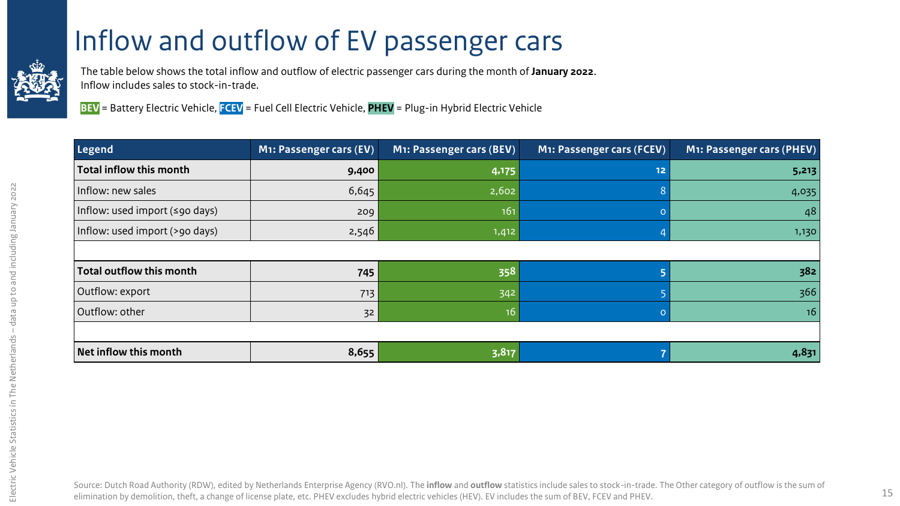# Inflow and outflow of EV passenger cars

The table below shows the total inflow and outflow of electric passenger cars during the month of **January 2022**.
Inflow includes sales to stock-in-trade.

**BEV** = Battery Electric Vehicle, **FCEV** = Fuel Cell Electric Vehicle, **PHEV** = Plug-in Hybrid Electric Vehicle

| Legend | M1: Passenger cars (EV) | M1: Passenger cars (BEV) | M1: Passenger cars (FCEV) | M1: Passenger cars (PHEV) |
|---|---|---|---|---|
| **Total inflow this month** | **9,400** | **4,175** | **12** | **5,213** |
| Inflow: new sales | 6,645 | 2,602 | 8 | 4,035 |
| Inflow: used import (≤90 days) | 209 | 161 | 0 | 48 |
| Inflow: used import (>90 days) | 2,546 | 1,412 | 4 | 1,130 |
| | | | | |
| **Total outflow this month** | **745** | **358** | **5** | **382** |
| Outflow: export | 713 | 342 | 5 | 366 |
| Outflow: other | 32 | 16 | 0 | 16 |
| | | | | |
| **Net inflow this month** | **8,655** | **3,817** | **7** | **4,831** |

Source: Dutch Road Authority (RDW), edited by Netherlands Enterprise Agency (RVO.nl). The **inflow** and **outflow** statistics include sales to stock-in-trade. The Other category of outflow is the sum of elimination by demolition, theft, a change of license plate, etc. PHEV excludes hybrid electric vehicles (HEV). EV includes the sum of BEV, FCEV and PHEV.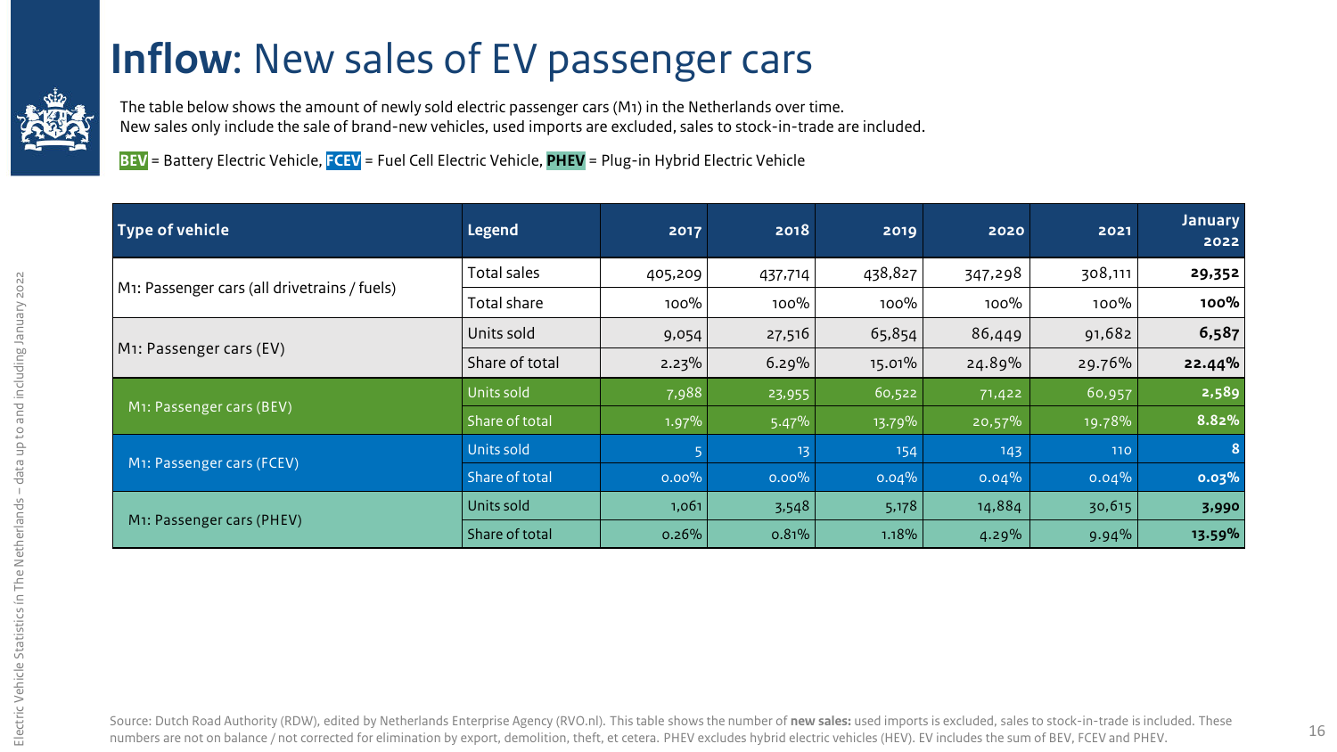# **Inflow**: New sales of EV passenger cars

The table below shows the amount of newly sold electric passenger cars (M1) in the Netherlands over time.
New sales only include the sale of brand-new vehicles, used imports are excluded, sales to stock-in-trade are included.

**BEV** = Battery Electric Vehicle, **FCEV** = Fuel Cell Electric Vehicle, **PHEV** = Plug-in Hybrid Electric Vehicle

| Type of vehicle | Legend | 2017 | 2018 | 2019 | 2020 | 2021 | January 2022 |
|---|---|---|---|---|---|---|---|
| M1: Passenger cars (all drivetrains / fuels) | Total sales | 405,209 | 437,714 | 438,827 | 347,298 | 308,111 | **29,352** |
| | Total share | 100% | 100% | 100% | 100% | 100% | **100%** |
| M1: Passenger cars (EV) | Units sold | 9,054 | 27,516 | 65,854 | 86,449 | 91,682 | **6,587** |
| | Share of total | 2.23% | 6.29% | 15.01% | 24.89% | 29.76% | **22.44%** |
| M1: Passenger cars (BEV) | Units sold | 7,988 | 23,955 | 60,522 | 71,422 | 60,957 | **2,589** |
| | Share of total | 1.97% | 5.47% | 13.79% | 20,57% | 19.78% | **8.82%** |
| M1: Passenger cars (FCEV) | Units sold | 5 | 13 | 154 | 143 | 110 | **8** |
| | Share of total | 0.00% | 0.00% | 0.04% | 0.04% | 0.04% | **0.03%** |
| M1: Passenger cars (PHEV) | Units sold | 1,061 | 3,548 | 5,178 | 14,884 | 30,615 | **3,990** |
| | Share of total | 0.26% | 0.81% | 1.18% | 4.29% | 9.94% | **13.59%** |

Source: Dutch Road Authority (RDW), edited by Netherlands Enterprise Agency (RVO.nl). This table shows the number of **new sales:** used imports is excluded, sales to stock-in-trade is included. These numbers are not on balance / not corrected for elimination by export, demolition, theft, et cetera. PHEV excludes hybrid electric vehicles (HEV). EV includes the sum of BEV, FCEV and PHEV.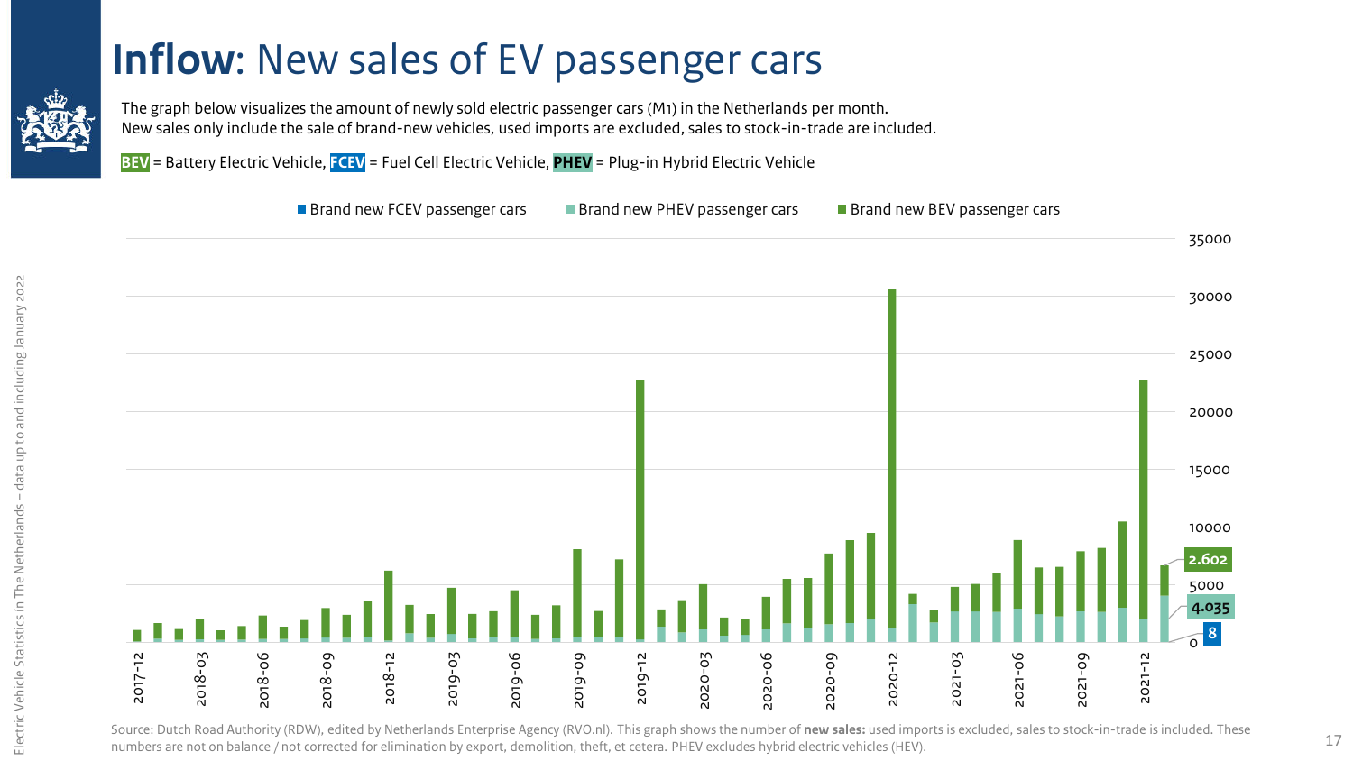# **Inflow**: New sales of EV passenger cars

The graph below visualizes the amount of newly sold electric passenger cars (M1) in the Netherlands per month.
New sales only include the sale of brand-new vehicles, used imports are excluded, sales to stock-in-trade are included.

**BEV** = Battery Electric Vehicle, **FCEV** = Fuel Cell Electric Vehicle, **PHEV** = Plug-in Hybrid Electric Vehicle

Brand new FCEV passenger cars | Brand new PHEV passenger cars | Brand new BEV passenger cars

2.602

4.035

8

Source: Dutch Road Authority (RDW), edited by Netherlands Enterprise Agency (RVO.nl). This graph shows the number of **new sales:** used imports is excluded, sales to stock-in-trade is included. These numbers are not on balance / not corrected for elimination by export, demolition, theft, et cetera. PHEV excludes hybrid electric vehicles (HEV).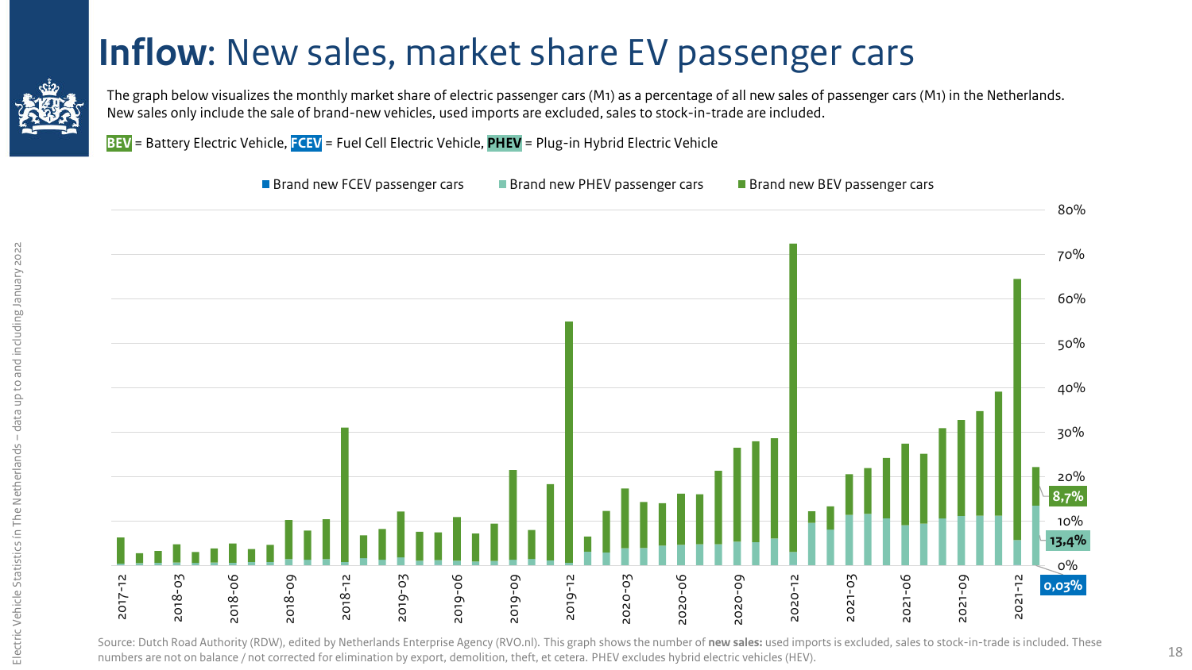# **Inflow**: New sales, market share EV passenger cars

The graph below visualizes the monthly market share of electric passenger cars (M1) as a percentage of all new sales of passenger cars (M1) in the Netherlands. New sales only include the sale of brand-new vehicles, used imports are excluded, sales to stock-in-trade are included.

**BEV** = Battery Electric Vehicle, **FCEV** = Fuel Cell Electric Vehicle, **PHEV** = Plug-in Hybrid Electric Vehicle

Brand new FCEV passenger cars | Brand new PHEV passenger cars | Brand new BEV passenger cars

80%
70%
60%
50%
40%
30%
20%
10%
0%

8,7%
13,4%
0,03%

2017-12 | 2018-03 | 2018-06 | 2018-09 | 2018-12 | 2019-03 | 2019-06 | 2019-09 | 2019-12 | 2020-03 | 2020-06 | 2020-09 | 2020-12 | 2021-03 | 2021-06 | 2021-09 | 2021-12

Source: Dutch Road Authority (RDW), edited by Netherlands Enterprise Agency (RVO.nl). This graph shows the number of **new sales:** used imports is excluded, sales to stock-in-trade is included. These numbers are not on balance / not corrected for elimination by export, demolition, theft, et cetera. PHEV excludes hybrid electric vehicles (HEV).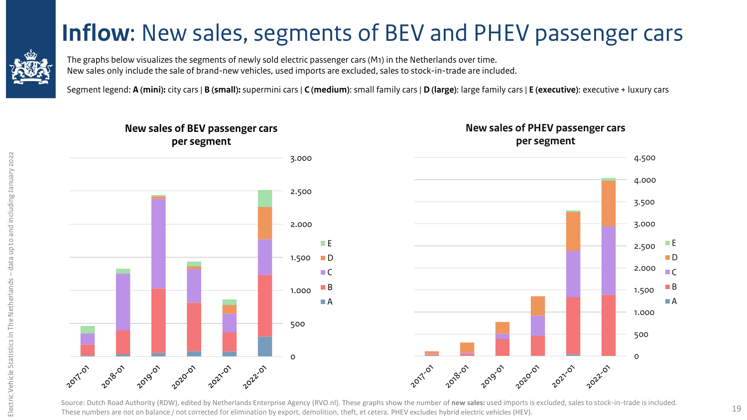# **Inflow**: New sales, segments of BEV and PHEV passenger cars

The graphs below visualizes the segments of newly sold electric passenger cars (M1) in the Netherlands over time.
New sales only include the sale of brand-new vehicles, used imports are excluded, sales to stock-in-trade are included.

Segment legend: **A (mini):** city cars | **B (small):** supermini cars | **C (medium)**: small family cars | **D (large)**: large family cars | **E (executive)**: executive + luxury cars

**New sales of BEV passenger cars per segment**

**New sales of PHEV passenger cars per segment**

Source: Dutch Road Authority (RDW), edited by Netherlands Enterprise Agency (RVO.nl). These graphs show the number of **new sales:** used imports is excluded, sales to stock-in-trade is included. These numbers are not on balance / not corrected for elimination by export, demolition, theft, et cetera. PHEV excludes hybrid electric vehicles (HEV).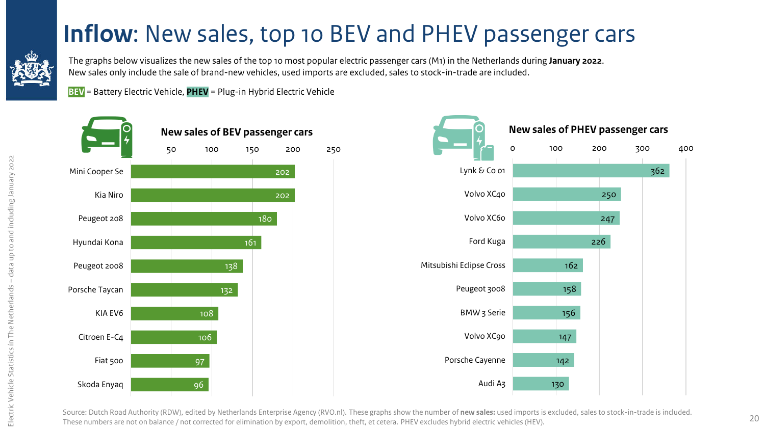# **Inflow**: New sales, top 10 BEV and PHEV passenger cars

The graphs below visualizes the new sales of the top 10 most popular electric passenger cars (M1) in the Netherlands during **January 2022**.
New sales only include the sale of brand-new vehicles, used imports are excluded, sales to stock-in-trade are included.

**BEV** = Battery Electric Vehicle, **PHEV** = Plug-in Hybrid Electric Vehicle

### New sales of BEV passenger cars

| Model | New sales |
|---|---|
| Mini Cooper Se | 202 |
| Kia Niro | 202 |
| Peugeot 208 | 180 |
| Hyundai Kona | 161 |
| Peugeot 2008 | 138 |
| Porsche Taycan | 132 |
| KIA EV6 | 108 |
| Citroen E-C4 | 106 |
| Fiat 500 | 97 |
| Skoda Enyaq | 96 |

### New sales of PHEV passenger cars

| Model | New sales |
|---|---|
| Lynk & Co 01 | 362 |
| Volvo XC40 | 250 |
| Volvo XC60 | 247 |
| Ford Kuga | 226 |
| Mitsubishi Eclipse Cross | 162 |
| Peugeot 3008 | 158 |
| BMW 3 Serie | 156 |
| Volvo XC90 | 147 |
| Porsche Cayenne | 142 |
| Audi A3 | 130 |

Source: Dutch Road Authority (RDW), edited by Netherlands Enterprise Agency (RVO.nl). These graphs show the number of **new sales:** used imports is excluded, sales to stock-in-trade is included. These numbers are not on balance / not corrected for elimination by export, demolition, theft, et cetera. PHEV excludes hybrid electric vehicles (HEV).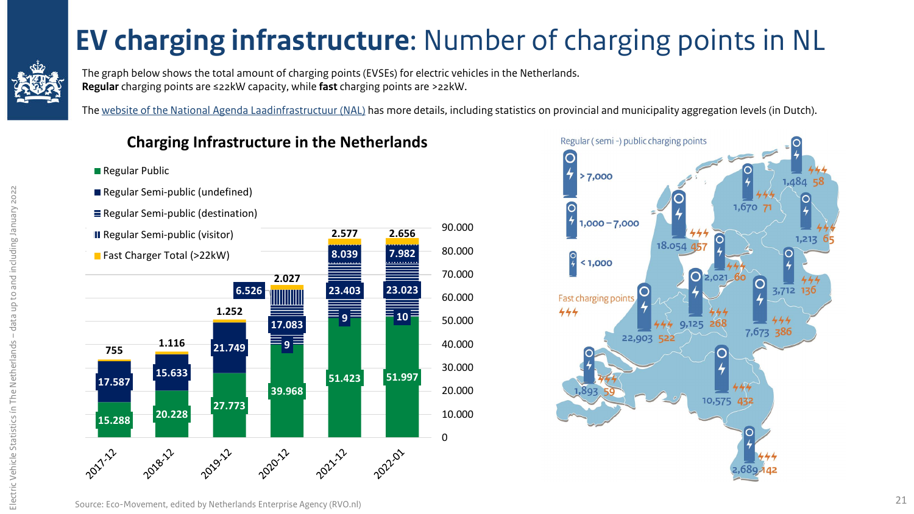# **EV charging infrastructure**: Number of charging points in NL

The graph below shows the total amount of charging points (EVSEs) for electric vehicles in the Netherlands.
**Regular** charging points are ≤22kW capacity, while **fast** charging points are >22kW.

The website of the National Agenda Laadinfrastructuur (NAL) has more details, including statistics on provincial and municipality aggregation levels (in Dutch).

### Charging Infrastructure in the Netherlands

| | Regular Public | Regular Semi-public (undefined) | Regular Semi-public (destination) | Regular Semi-public (visitor) | Fast Charger Total (>22kW) |
|---|---|---|---|---|---|
| 2017-12 | 15.288 | 17.587 | | | 755 |
| 2018-12 | 20.228 | 15.633 | | | 1.116 |
| 2019-12 | 27.773 | 21.749 | | | 1.252 |
| 2020-12 | 39.968 | 9 | 17.083 | 6.526 | 2.027 |
| 2021-12 | 51.423 | 9 | 23.403 | 8.039 | 2.577 |
| 2022-01 | 51.997 | 10 | 23.023 | 7.982 | 2.656 |

Regular (semi-) public charging points: > 7,000; 1,000 – 7,000; < 1,000

Fast charging points

| Regular (semi-) public charging points | Fast charging points |
|---|---|
| 1,484 | 58 |
| 1,670 | 71 |
| 1,213 | 65 |
| 18.054 | 457 |
| 2,021 | 60 |
| 3,712 | 136 |
| 9,125 | 268 |
| 7,673 | 386 |
| 22,903 | 522 |
| 1,893 | 59 |
| 10,575 | 432 |
| 2,689 | 142 |

Source: Eco-Movement, edited by Netherlands Enterprise Agency (RVO.nl)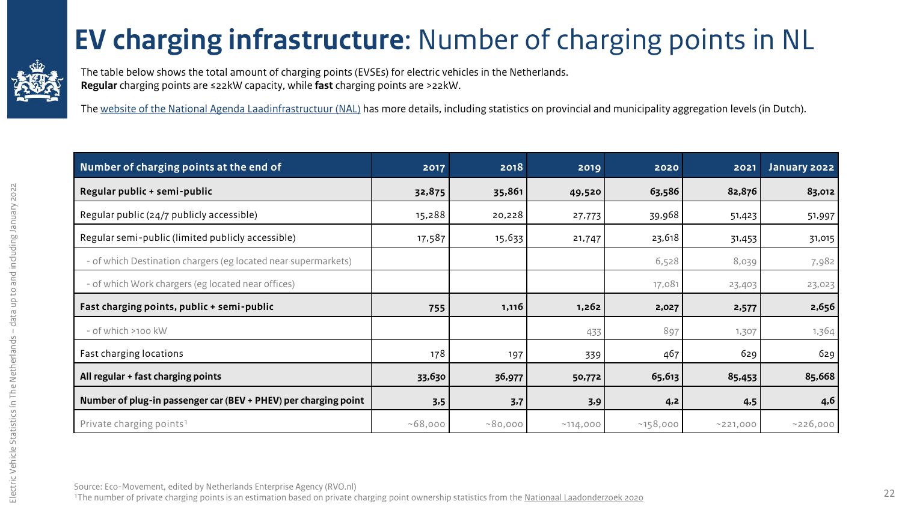# **EV charging infrastructure**: Number of charging points in NL

The table below shows the total amount of charging points (EVSEs) for electric vehicles in the Netherlands.
**Regular** charging points are ≤22kW capacity, while **fast** charging points are >22kW.

The [website of the National Agenda Laadinfrastructuur (NAL)](#) has more details, including statistics on provincial and municipality aggregation levels (in Dutch).

| Number of charging points at the end of | 2017 | 2018 | 2019 | 2020 | 2021 | January 2022 |
|---|---|---|---|---|---|---|
| **Regular public + semi-public** | **32,875** | **35,861** | **49,520** | **63,586** | **82,876** | **83,012** |
| Regular public (24/7 publicly accessible) | 15,288 | 20,228 | 27,773 | 39,968 | 51,423 | 51,997 |
| Regular semi-public (limited publicly accessible) | 17,587 | 15,633 | 21,747 | 23,618 | 31,453 | 31,015 |
| - of which Destination chargers (eg located near supermarkets) | | | | 6,528 | 8,039 | 7,982 |
| - of which Work chargers (eg located near offices) | | | | 17,081 | 23,403 | 23,023 |
| **Fast charging points, public + semi-public** | **755** | **1,116** | **1,262** | **2,027** | **2,577** | **2,656** |
| - of which >100 kW | | | 433 | 897 | 1,307 | 1,364 |
| Fast charging locations | 178 | 197 | 339 | 467 | 629 | 629 |
| **All regular + fast charging points** | **33,630** | **36,977** | **50,772** | **65,613** | **85,453** | **85,668** |
| **Number of plug-in passenger car (BEV + PHEV) per charging point** | **3.5** | **3.7** | **3.9** | **4.2** | **4.5** | **4.6** |
| Private charging points[1] | ~68,000 | ~80,000 | ~114,000 | ~158,000 | ~221,000 | ~226,000 |

Source: Eco-Movement, edited by Netherlands Enterprise Agency (RVO.nl)
[1]The number of private charging points is an estimation based on private charging point ownership statistics from the [Nationaal Laadonderzoek 2020](#)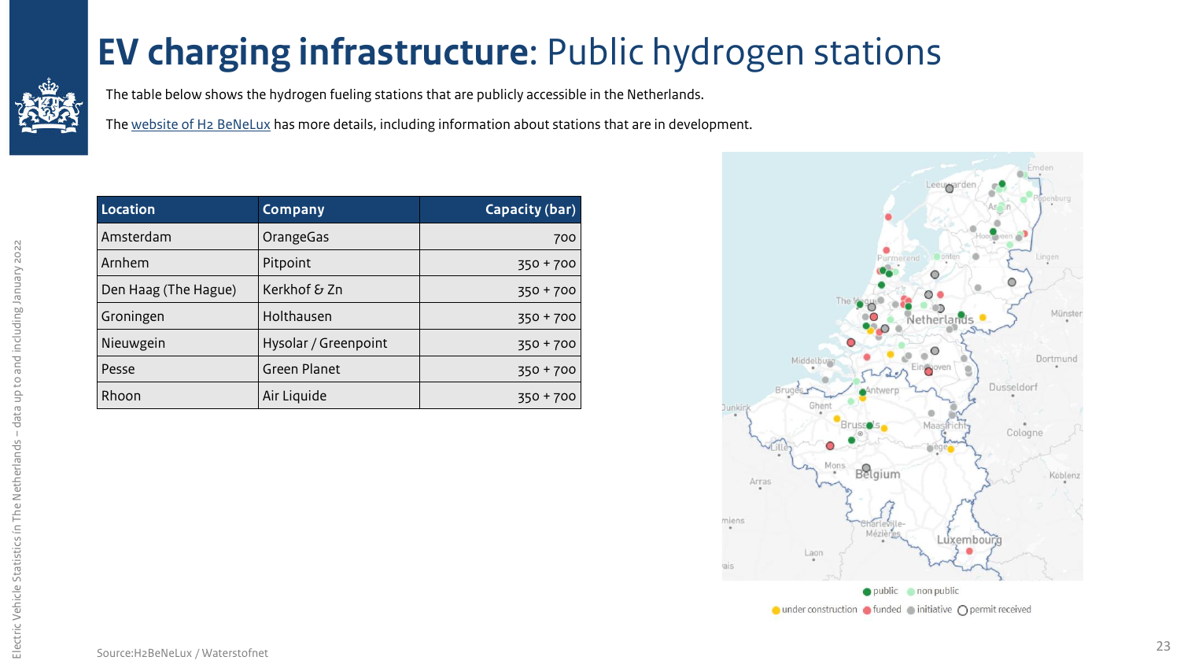# **EV charging infrastructure**: Public hydrogen stations

The table below shows the hydrogen fueling stations that are publicly accessible in the Netherlands.

The website of H2 BeNeLux has more details, including information about stations that are in development.

| Location | Company | Capacity (bar) |
|---|---|---:|
| Amsterdam | OrangeGas | 700 |
| Arnhem | Pitpoint | 350 + 700 |
| Den Haag (The Hague) | Kerkhof & Zn | 350 + 700 |
| Groningen | Holthausen | 350 + 700 |
| Nieuwgein | Hysolar / Greenpoint | 350 + 700 |
| Pesse | Green Planet | 350 + 700 |
| Rhoon | Air Liquide | 350 + 700 |

Leeuwarden
Emden
Papenburg
Assen
Hoogeveen
Lingen
Purmerend
Almere
The Hague
Netherlands
Münster
Middelburg
Eindhoven
Dortmund
Bruges
Antwerp
Dusseldorf
Dunkirk
Ghent
Brussels
Maastricht
Cologne
Lille
Liège
Mons
Belgium
Koblenz
Arras
Amiens
Charleville-Mézières
Luxembourg
Laon

public non public
under construction funded initiative permit received

Source:H2BeNeLux / Waterstofnet